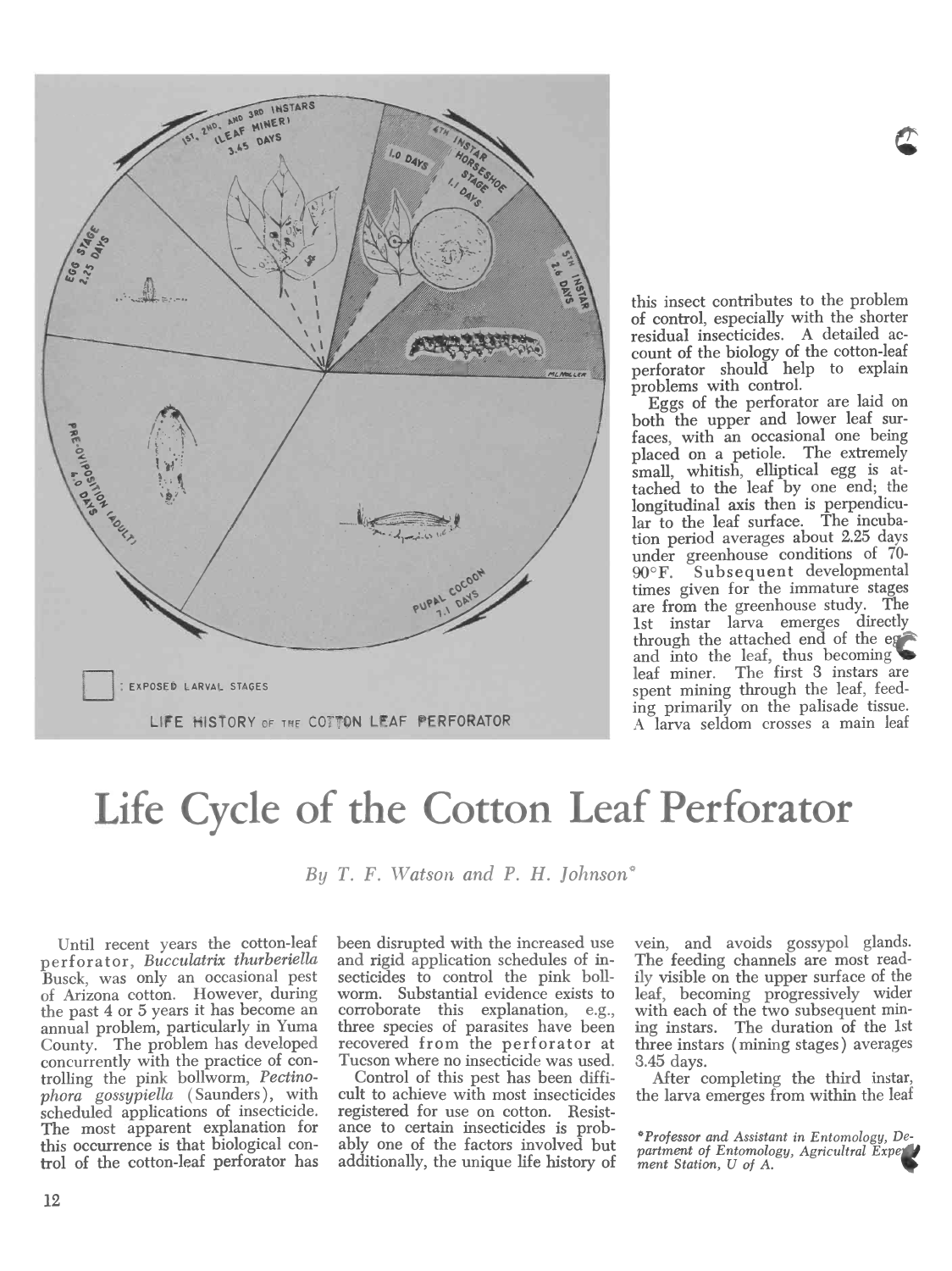# Life Cycle of the Cotton Leaf Perforator

*By T. F. Watson and P. H. Johnson**

Until recent years the cotton-leaf perforator, *Bucculatrix thurberiella* Busck, was only an occasional pest of Arizona cotton. However, during the past 4 or 5 years it has become an annual problem, particularly in Yuma County. The problem has developed concurrently with the practice of controlling the pink bollworm, *Pectinophora gossypiella* (Saunders), with scheduled applications of insecticide. The most apparent explanation for this occurrence is that biological control of the cotton-leaf perforator has been disrupted with the increased use and rigid application schedules of insecticides to control the pink bollworm. Substantial evidence exists to corroborate this explanation, e.g., three species of parasites have been recovered from the perforator at Tucson where no insecticide was used.

Control of this pest has been difficult to achieve with most insecticides registered for use on cotton. Resistance to certain insecticides is probably one of the factors involved but additionally, the unique life history of this insect contributes to the problem of control, especially with the shorter residual insecticides. A detailed account of the biology of the cotton-leaf perforator should help to explain problems with control.

Eggs of the perforator are laid on both the upper and lower leaf surfaces, with an occasional one being placed on a petiole. The extremely small, whitish, elliptical egg is attached to the leaf by one end; the longitudinal axis then is perpendicular to the leaf surface. The incubation period averages about 2.25 days under greenhouse conditions of 70-90°F. Subsequent developmental times given for the immature stages are from the greenhouse study. The 1st instar larva emerges directly through the attached end of the egg and into the leaf, thus becoming a leaf miner. The first 3 instars are spent mining through the leaf, feeding primarily on the palisade tissue. A larva seldom crosses a main leaf vein, and avoids gossypol glands. The feeding channels are most readily visible on the upper surface of the leaf, becoming progressively wider with each of the two subsequent mining instars. The duration of the 1st three instars (mining stages) averages 3.45 days.

After completing the third instar, the larva emerges from within the leaf

*Professor and Assistant in Entomology, Department of Entomology, Agricultural Experiment Station, U of A.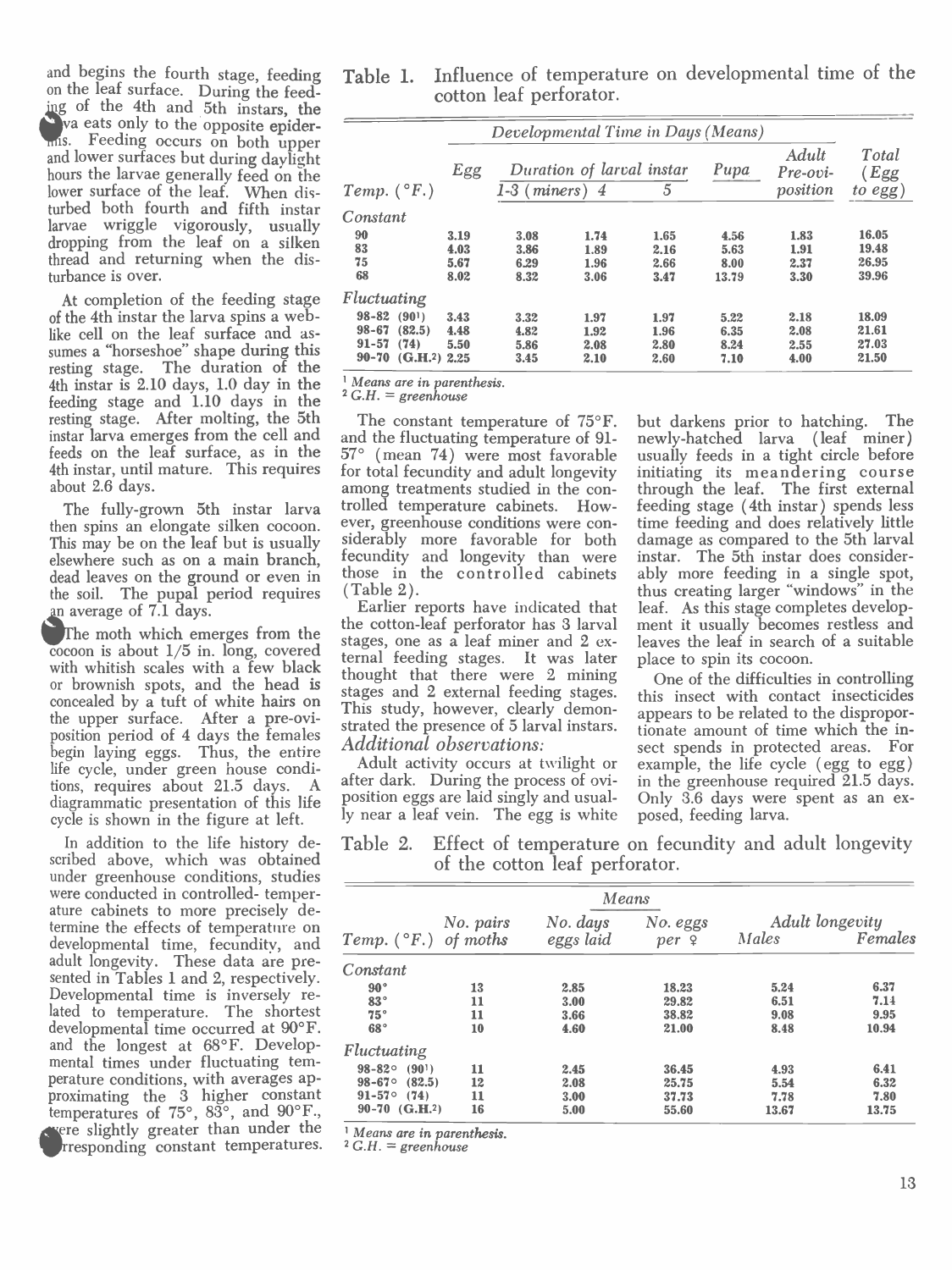and begins the fourth stage, feeding on the leaf surface. During the feeding of the 4th and 5th instars, the larva eats only to the opposite epidermis. Feeding occurs on both upper and lower surfaces but during daylight hours the larvae generally feed on the lower surface of the leaf. When disturbed both fourth and fifth instar larvae wriggle vigorously, usually dropping from the leaf on a silken thread and returning when the disturbance is over.

At completion of the feeding stage of the 4th instar the larva spins a web-like cell on the leaf surface and assumes a "horseshoe" shape during this resting stage. The duration of the 4th instar is 2.10 days, 1.0 day in the feeding stage and 1.10 days in the resting stage. After molting, the 5th instar larva emerges from the cell and feeds on the leaf surface, as in the 4th instar, until mature. This requires about 2.6 days.

The fully-grown 5th instar larva then spins an elongate silken cocoon. This may be on the leaf but is usually elsewhere such as on a main branch, dead leaves on the ground or even in the soil. The pupal period requires an average of 7.1 days.

The moth which emerges from the cocoon is about 1/5 in. long, covered with whitish scales with a few black or brownish spots, and the head is concealed by a tuft of white hairs on the upper surface. After a pre-oviposition period of 4 days the females begin laying eggs. Thus, the entire life cycle, under green house conditions, requires about 21.5 days. A diagrammatic presentation of this life cycle is shown in the figure at left.

In addition to the life history described above, which was obtained under greenhouse conditions, studies were conducted in controlled-temperature cabinets to more precisely determine the effects of temperature on developmental time, fecundity, and adult longevity. These data are presented in Tables 1 and 2, respectively. Developmental time is inversely related to temperature. The shortest developmental time occurred at 90°F. and the longest at 68°F. Developmental times under fluctuating temperature conditions, with averages approximating the 3 higher constant temperatures of 75°, 83°, and 90°F., were slightly greater than under the corresponding constant temperatures.

Table 1. Influence of temperature on developmental time of the cotton leaf perforator.

| Temp. (°F.) | Developmental Time in Days (Means) | | | | | | |
|---|---|---|---|---|---|---|---|
| | Egg | Duration of larval instar 1-3 (miners) | 4 | 5 | Pupa | Adult Pre-oviposition | Total (Egg to egg) |
| *Constant* | | | | | | | |
| 90 | 3.19 | 3.08 | 1.74 | 1.65 | 4.56 | 1.83 | 16.05 |
| 83 | 4.03 | 3.86 | 1.89 | 2.16 | 5.63 | 1.91 | 19.48 |
| 75 | 5.67 | 6.29 | 1.96 | 2.66 | 8.00 | 2.37 | 26.95 |
| 68 | 8.02 | 8.32 | 3.06 | 3.47 | 13.79 | 3.30 | 39.96 |
| *Fluctuating* | | | | | | | |
| 98-82 (90[1]) | 3.43 | 3.32 | 1.97 | 1.97 | 5.22 | 2.18 | 18.09 |
| 98-67 (82.5) | 4.48 | 4.82 | 1.92 | 1.96 | 6.35 | 2.08 | 21.61 |
| 91-57 (74) | 5.50 | 5.86 | 2.08 | 2.80 | 8.24 | 2.55 | 27.03 |
| 90-70 (G.H.[2]) | 2.25 | 3.45 | 2.10 | 2.60 | 7.10 | 4.00 | 21.50 |

[1] *Means are in parenthesis.*
[2] *G.H. = greenhouse*

The constant temperature of 75°F. and the fluctuating temperature of 91-57° (mean 74) were most favorable for total fecundity and adult longevity among treatments studied in the controlled temperature cabinets. However, greenhouse conditions were considerably more favorable for both fecundity and longevity than were those in the controlled cabinets (Table 2).

Earlier reports have indicated that the cotton-leaf perforator has 3 larval stages, one as a leaf miner and 2 external feeding stages. It was later thought that there were 2 mining stages and 2 external feeding stages. This study, however, clearly demonstrated the presence of 5 larval instars.

### *Additional observations:*

Adult activity occurs at twilight or after dark. During the process of oviposition eggs are laid singly and usually near a leaf vein. The egg is white but darkens prior to hatching. The newly-hatched larva (leaf miner) usually feeds in a tight circle before initiating its meandering course through the leaf. The first external feeding stage (4th instar) spends less time feeding and does relatively little damage as compared to the 5th larval instar. The 5th instar does considerably more feeding in a single spot, thus creating larger "windows" in the leaf. As this stage completes development it usually becomes restless and leaves the leaf in search of a suitable place to spin its cocoon.

One of the difficulties in controlling this insect with contact insecticides appears to be related to the disproportionate amount of time which the insect spends in protected areas. For example, the life cycle (egg to egg) in the greenhouse required 21.5 days. Only 3.6 days were spent as an exposed, feeding larva.

Table 2. Effect of temperature on fecundity and adult longevity of the cotton leaf perforator.

| Temp. (°F.) | No. pairs of moths | Means No. days eggs laid | No. eggs per ♀ | Adult longevity Males | Females |
|---|---|---|---|---|---|
| *Constant* | | | | | |
| 90° | 13 | 2.85 | 18.23 | 5.24 | 6.37 |
| 83° | 11 | 3.00 | 29.82 | 6.51 | 7.14 |
| 75° | 11 | 3.66 | 38.82 | 9.08 | 9.95 |
| 68° | 10 | 4.60 | 21.00 | 8.48 | 10.94 |
| *Fluctuating* | | | | | |
| 98-82° (90[1]) | 11 | 2.45 | 36.45 | 4.93 | 6.41 |
| 98-67° (82.5) | 12 | 2.08 | 25.75 | 5.54 | 6.32 |
| 91-57° (74) | 11 | 3.00 | 37.73 | 7.78 | 7.80 |
| 90-70 (G.H.[2]) | 16 | 5.00 | 55.60 | 13.67 | 13.75 |

[1] *Means are in parenthesis.*
[2] *G.H. = greenhouse*